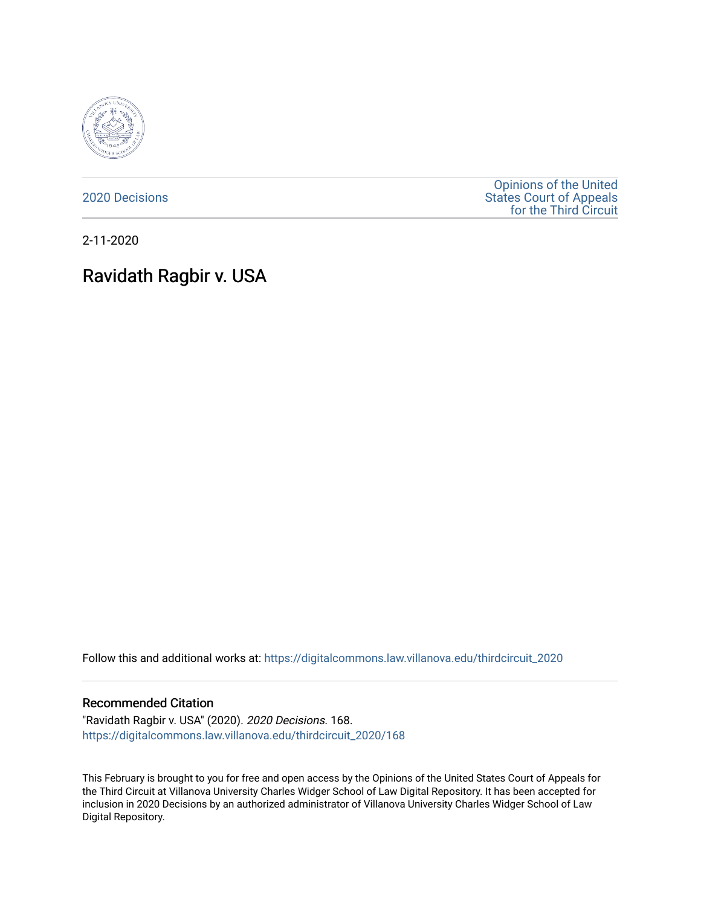2020 Decisions

Opinions of the United States Court of Appeals for the Third Circuit

2-11-2020

# Ravidath Ragbir v. USA

Follow this and additional works at: https://digitalcommons.law.villanova.edu/thirdcircuit_2020

## Recommended Citation

"Ravidath Ragbir v. USA" (2020). *2020 Decisions*. 168.
https://digitalcommons.law.villanova.edu/thirdcircuit_2020/168

This February is brought to you for free and open access by the Opinions of the United States Court of Appeals for the Third Circuit at Villanova University Charles Widger School of Law Digital Repository. It has been accepted for inclusion in 2020 Decisions by an authorized administrator of Villanova University Charles Widger School of Law Digital Repository.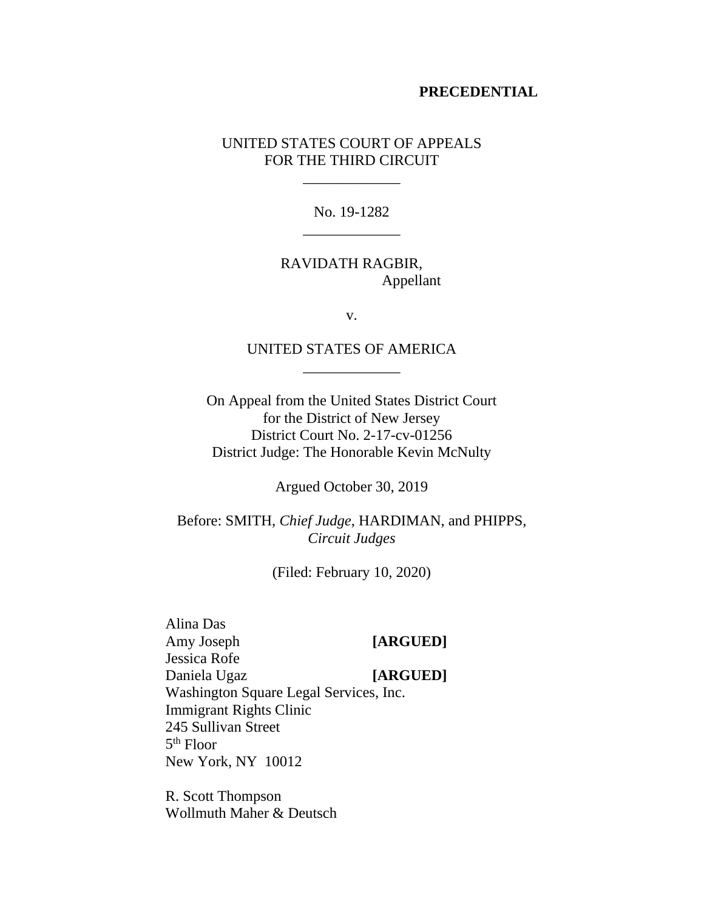**PRECEDENTIAL**

UNITED STATES COURT OF APPEALS
FOR THE THIRD CIRCUIT

\_\_\_\_\_\_\_\_\_\_\_\_\_

No. 19-1282

\_\_\_\_\_\_\_\_\_\_\_\_\_

RAVIDATH RAGBIR,
Appellant

v.

UNITED STATES OF AMERICA

\_\_\_\_\_\_\_\_\_\_\_\_\_

On Appeal from the United States District Court
for the District of New Jersey
District Court No. 2-17-cv-01256
District Judge: The Honorable Kevin McNulty

Argued October 30, 2019

Before: SMITH, *Chief Judge*, HARDIMAN, and PHIPPS,
*Circuit Judges*

(Filed: February 10, 2020)

Alina Das
Amy Joseph **[ARGUED]**
Jessica Rofe
Daniela Ugaz **[ARGUED]**
Washington Square Legal Services, Inc.
Immigrant Rights Clinic
245 Sullivan Street
5th Floor
New York, NY 10012

R. Scott Thompson
Wollmuth Maher & Deutsch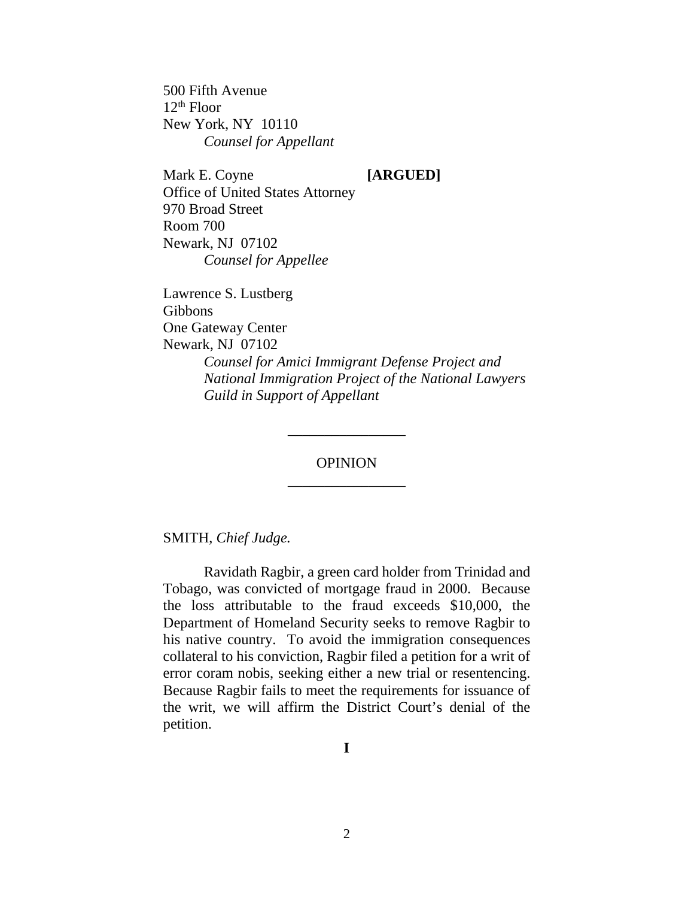500 Fifth Avenue
12th Floor
New York, NY 10110
*Counsel for Appellant*

Mark E. Coyne **[ARGUED]**
Office of United States Attorney
970 Broad Street
Room 700
Newark, NJ 07102
*Counsel for Appellee*

Lawrence S. Lustberg
Gibbons
One Gateway Center
Newark, NJ 07102
*Counsel for Amici Immigrant Defense Project and National Immigration Project of the National Lawyers Guild in Support of Appellant*

---

OPINION

---

SMITH, *Chief Judge.*

Ravidath Ragbir, a green card holder from Trinidad and Tobago, was convicted of mortgage fraud in 2000. Because the loss attributable to the fraud exceeds $10,000, the Department of Homeland Security seeks to remove Ragbir to his native country. To avoid the immigration consequences collateral to his conviction, Ragbir filed a petition for a writ of error coram nobis, seeking either a new trial or resentencing. Because Ragbir fails to meet the requirements for issuance of the writ, we will affirm the District Court's denial of the petition.

## I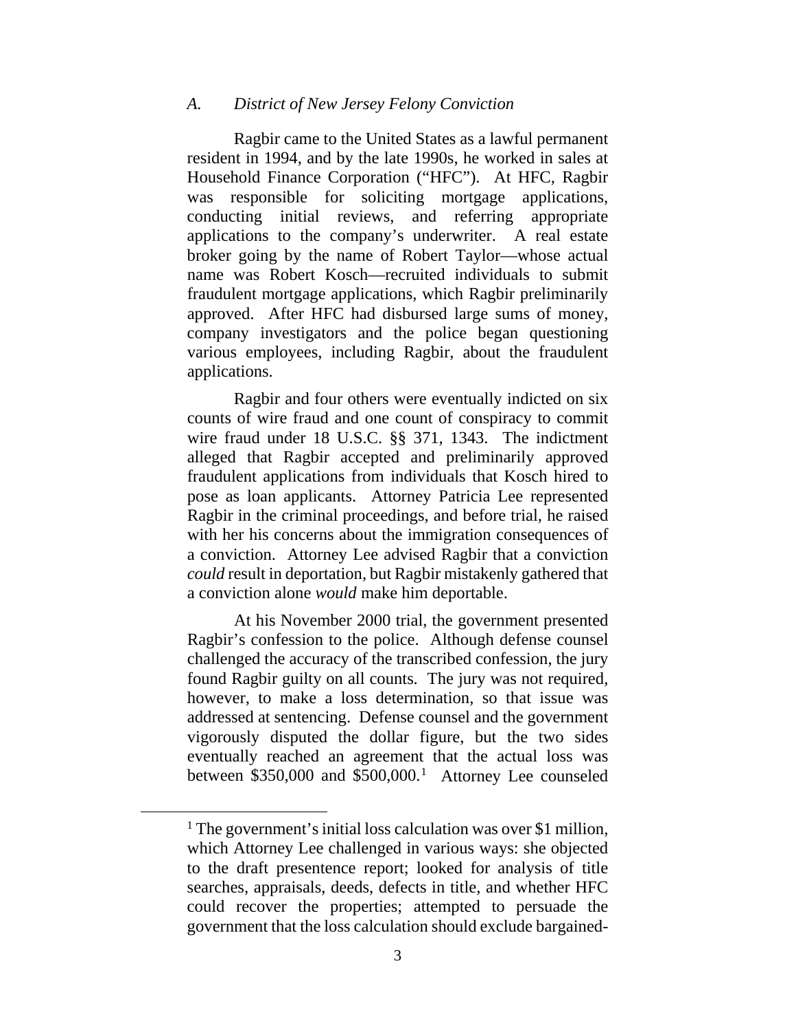### *A. District of New Jersey Felony Conviction*

Ragbir came to the United States as a lawful permanent resident in 1994, and by the late 1990s, he worked in sales at Household Finance Corporation ("HFC"). At HFC, Ragbir was responsible for soliciting mortgage applications, conducting initial reviews, and referring appropriate applications to the company's underwriter. A real estate broker going by the name of Robert Taylor—whose actual name was Robert Kosch—recruited individuals to submit fraudulent mortgage applications, which Ragbir preliminarily approved. After HFC had disbursed large sums of money, company investigators and the police began questioning various employees, including Ragbir, about the fraudulent applications.

Ragbir and four others were eventually indicted on six counts of wire fraud and one count of conspiracy to commit wire fraud under 18 U.S.C. §§ 371, 1343. The indictment alleged that Ragbir accepted and preliminarily approved fraudulent applications from individuals that Kosch hired to pose as loan applicants. Attorney Patricia Lee represented Ragbir in the criminal proceedings, and before trial, he raised with her his concerns about the immigration consequences of a conviction. Attorney Lee advised Ragbir that a conviction *could* result in deportation, but Ragbir mistakenly gathered that a conviction alone *would* make him deportable.

At his November 2000 trial, the government presented Ragbir's confession to the police. Although defense counsel challenged the accuracy of the transcribed confession, the jury found Ragbir guilty on all counts. The jury was not required, however, to make a loss determination, so that issue was addressed at sentencing. Defense counsel and the government vigorously disputed the dollar figure, but the two sides eventually reached an agreement that the actual loss was between \$350,000 and \$500,000.[1] Attorney Lee counseled

[1] The government's initial loss calculation was over \$1 million, which Attorney Lee challenged in various ways: she objected to the draft presentence report; looked for analysis of title searches, appraisals, deeds, defects in title, and whether HFC could recover the properties; attempted to persuade the government that the loss calculation should exclude bargained-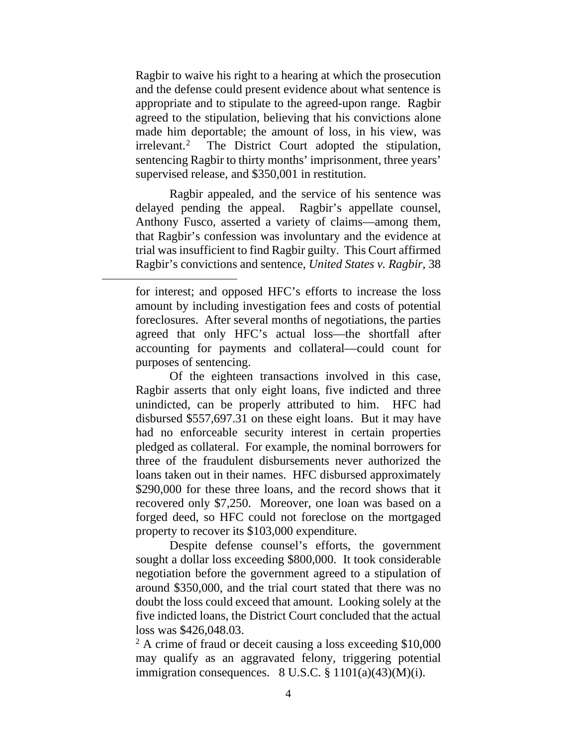Ragbir to waive his right to a hearing at which the prosecution and the defense could present evidence about what sentence is appropriate and to stipulate to the agreed-upon range. Ragbir agreed to the stipulation, believing that his convictions alone made him deportable; the amount of loss, in his view, was irrelevant.[2] The District Court adopted the stipulation, sentencing Ragbir to thirty months' imprisonment, three years' supervised release, and $350,001 in restitution.

Ragbir appealed, and the service of his sentence was delayed pending the appeal. Ragbir's appellate counsel, Anthony Fusco, asserted a variety of claims—among them, that Ragbir's confession was involuntary and the evidence at trial was insufficient to find Ragbir guilty. This Court affirmed Ragbir's convictions and sentence, *United States v. Ragbir*, 38

---

for interest; and opposed HFC's efforts to increase the loss amount by including investigation fees and costs of potential foreclosures. After several months of negotiations, the parties agreed that only HFC's actual loss—the shortfall after accounting for payments and collateral—could count for purposes of sentencing.

Of the eighteen transactions involved in this case, Ragbir asserts that only eight loans, five indicted and three unindicted, can be properly attributed to him. HFC had disbursed $557,697.31 on these eight loans. But it may have had no enforceable security interest in certain properties pledged as collateral. For example, the nominal borrowers for three of the fraudulent disbursements never authorized the loans taken out in their names. HFC disbursed approximately $290,000 for these three loans, and the record shows that it recovered only $7,250. Moreover, one loan was based on a forged deed, so HFC could not foreclose on the mortgaged property to recover its $103,000 expenditure.

Despite defense counsel's efforts, the government sought a dollar loss exceeding $800,000. It took considerable negotiation before the government agreed to a stipulation of around $350,000, and the trial court stated that there was no doubt the loss could exceed that amount. Looking solely at the five indicted loans, the District Court concluded that the actual loss was $426,048.03.

[2] A crime of fraud or deceit causing a loss exceeding $10,000 may qualify as an aggravated felony, triggering potential immigration consequences. 8 U.S.C. § 1101(a)(43)(M)(i).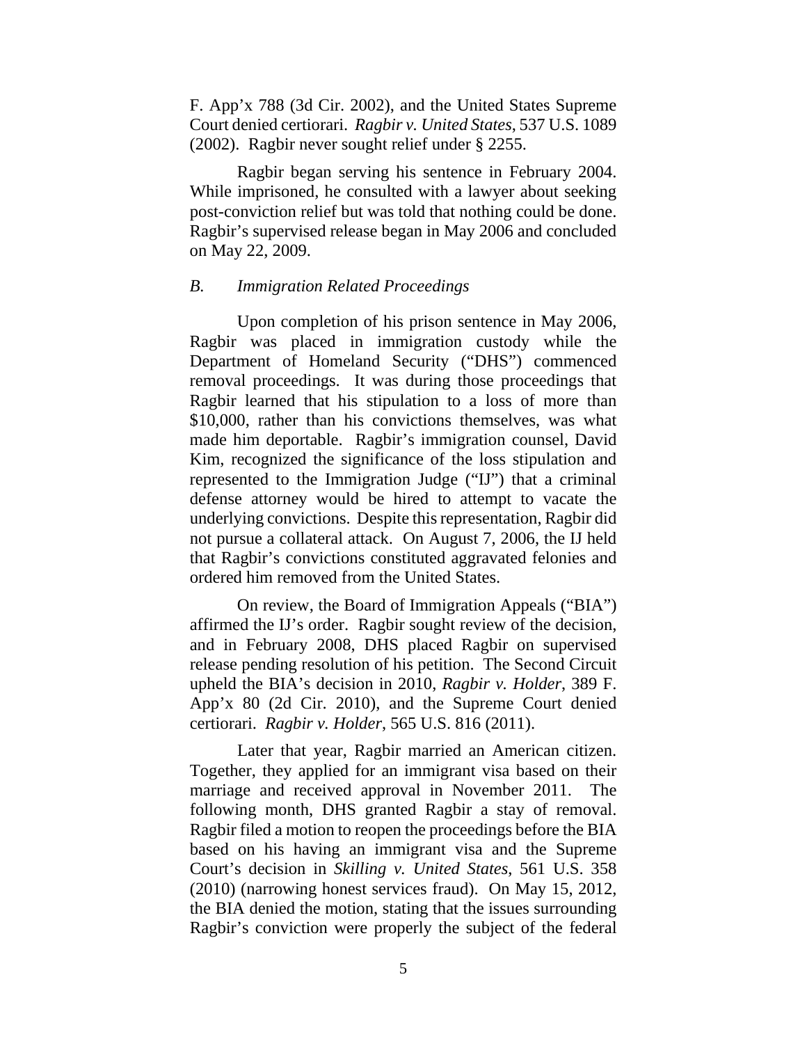F. App'x 788 (3d Cir. 2002), and the United States Supreme Court denied certiorari. *Ragbir v. United States*, 537 U.S. 1089 (2002). Ragbir never sought relief under § 2255.

Ragbir began serving his sentence in February 2004. While imprisoned, he consulted with a lawyer about seeking post-conviction relief but was told that nothing could be done. Ragbir's supervised release began in May 2006 and concluded on May 22, 2009.

### *B. Immigration Related Proceedings*

Upon completion of his prison sentence in May 2006, Ragbir was placed in immigration custody while the Department of Homeland Security ("DHS") commenced removal proceedings. It was during those proceedings that Ragbir learned that his stipulation to a loss of more than $10,000, rather than his convictions themselves, was what made him deportable. Ragbir's immigration counsel, David Kim, recognized the significance of the loss stipulation and represented to the Immigration Judge ("IJ") that a criminal defense attorney would be hired to attempt to vacate the underlying convictions. Despite this representation, Ragbir did not pursue a collateral attack. On August 7, 2006, the IJ held that Ragbir's convictions constituted aggravated felonies and ordered him removed from the United States.

On review, the Board of Immigration Appeals ("BIA") affirmed the IJ's order. Ragbir sought review of the decision, and in February 2008, DHS placed Ragbir on supervised release pending resolution of his petition. The Second Circuit upheld the BIA's decision in 2010, *Ragbir v. Holder*, 389 F. App'x 80 (2d Cir. 2010), and the Supreme Court denied certiorari. *Ragbir v. Holder*, 565 U.S. 816 (2011).

Later that year, Ragbir married an American citizen. Together, they applied for an immigrant visa based on their marriage and received approval in November 2011. The following month, DHS granted Ragbir a stay of removal. Ragbir filed a motion to reopen the proceedings before the BIA based on his having an immigrant visa and the Supreme Court's decision in *Skilling v. United States*, 561 U.S. 358 (2010) (narrowing honest services fraud). On May 15, 2012, the BIA denied the motion, stating that the issues surrounding Ragbir's conviction were properly the subject of the federal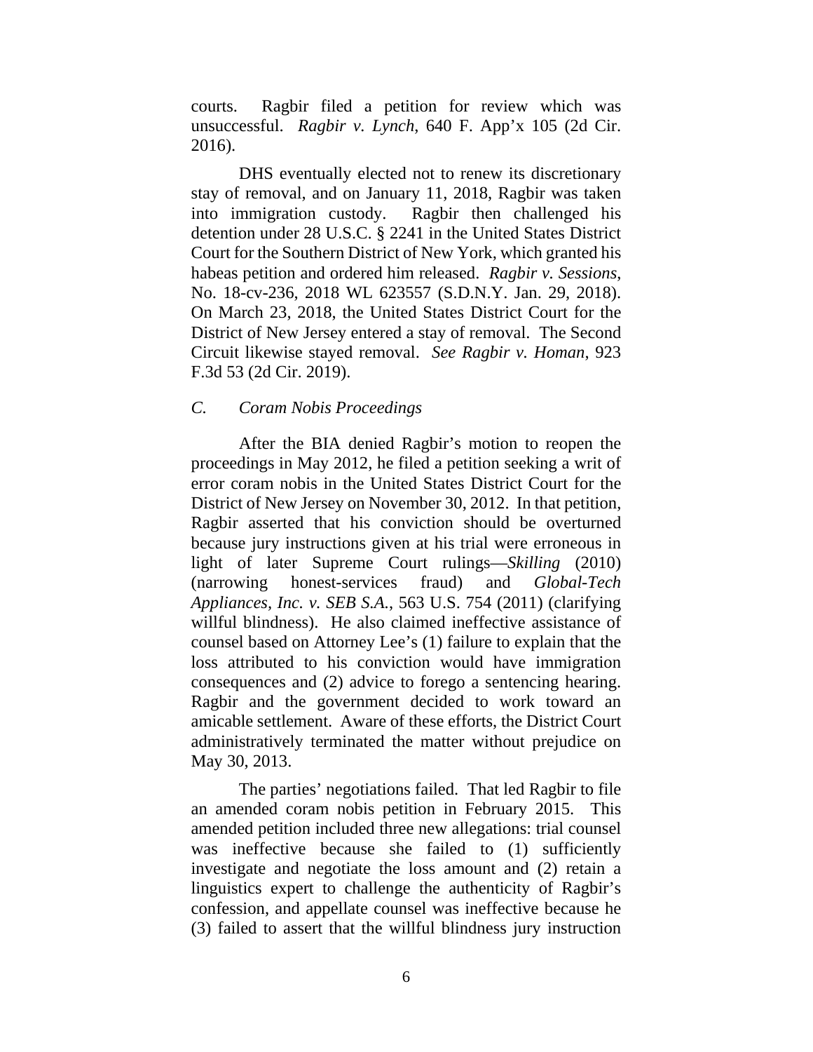courts. Ragbir filed a petition for review which was unsuccessful. *Ragbir v. Lynch*, 640 F. App'x 105 (2d Cir. 2016).

DHS eventually elected not to renew its discretionary stay of removal, and on January 11, 2018, Ragbir was taken into immigration custody. Ragbir then challenged his detention under 28 U.S.C. § 2241 in the United States District Court for the Southern District of New York, which granted his habeas petition and ordered him released. *Ragbir v. Sessions*, No. 18-cv-236, 2018 WL 623557 (S.D.N.Y. Jan. 29, 2018). On March 23, 2018, the United States District Court for the District of New Jersey entered a stay of removal. The Second Circuit likewise stayed removal. *See Ragbir v. Homan*, 923 F.3d 53 (2d Cir. 2019).

### *C. Coram Nobis Proceedings*

After the BIA denied Ragbir's motion to reopen the proceedings in May 2012, he filed a petition seeking a writ of error coram nobis in the United States District Court for the District of New Jersey on November 30, 2012. In that petition, Ragbir asserted that his conviction should be overturned because jury instructions given at his trial were erroneous in light of later Supreme Court rulings—*Skilling* (2010) (narrowing honest-services fraud) and *Global-Tech Appliances, Inc. v. SEB S.A.*, 563 U.S. 754 (2011) (clarifying willful blindness). He also claimed ineffective assistance of counsel based on Attorney Lee's (1) failure to explain that the loss attributed to his conviction would have immigration consequences and (2) advice to forego a sentencing hearing. Ragbir and the government decided to work toward an amicable settlement. Aware of these efforts, the District Court administratively terminated the matter without prejudice on May 30, 2013.

The parties' negotiations failed. That led Ragbir to file an amended coram nobis petition in February 2015. This amended petition included three new allegations: trial counsel was ineffective because she failed to (1) sufficiently investigate and negotiate the loss amount and (2) retain a linguistics expert to challenge the authenticity of Ragbir's confession, and appellate counsel was ineffective because he (3) failed to assert that the willful blindness jury instruction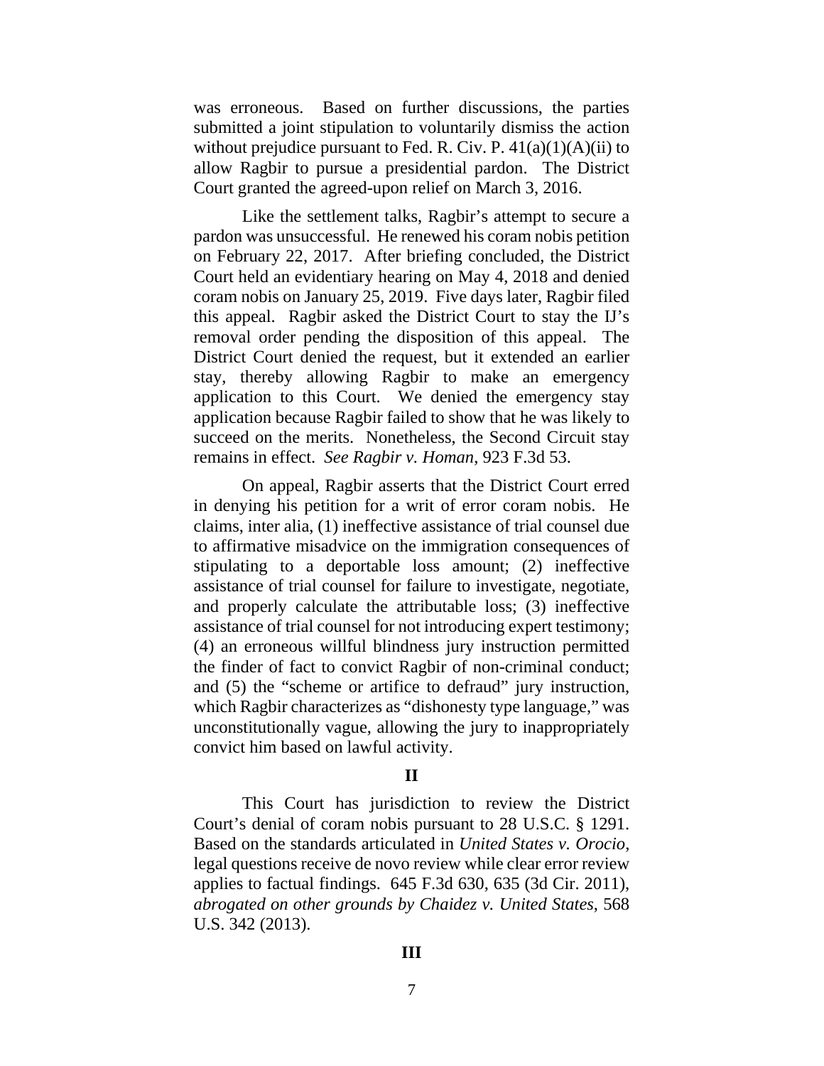was erroneous. Based on further discussions, the parties submitted a joint stipulation to voluntarily dismiss the action without prejudice pursuant to Fed. R. Civ. P. 41(a)(1)(A)(ii) to allow Ragbir to pursue a presidential pardon. The District Court granted the agreed-upon relief on March 3, 2016.

Like the settlement talks, Ragbir's attempt to secure a pardon was unsuccessful. He renewed his coram nobis petition on February 22, 2017. After briefing concluded, the District Court held an evidentiary hearing on May 4, 2018 and denied coram nobis on January 25, 2019. Five days later, Ragbir filed this appeal. Ragbir asked the District Court to stay the IJ's removal order pending the disposition of this appeal. The District Court denied the request, but it extended an earlier stay, thereby allowing Ragbir to make an emergency application to this Court. We denied the emergency stay application because Ragbir failed to show that he was likely to succeed on the merits. Nonetheless, the Second Circuit stay remains in effect. *See Ragbir v. Homan*, 923 F.3d 53.

On appeal, Ragbir asserts that the District Court erred in denying his petition for a writ of error coram nobis. He claims, inter alia, (1) ineffective assistance of trial counsel due to affirmative misadvice on the immigration consequences of stipulating to a deportable loss amount; (2) ineffective assistance of trial counsel for failure to investigate, negotiate, and properly calculate the attributable loss; (3) ineffective assistance of trial counsel for not introducing expert testimony; (4) an erroneous willful blindness jury instruction permitted the finder of fact to convict Ragbir of non-criminal conduct; and (5) the "scheme or artifice to defraud" jury instruction, which Ragbir characterizes as "dishonesty type language," was unconstitutionally vague, allowing the jury to inappropriately convict him based on lawful activity.

## II

This Court has jurisdiction to review the District Court's denial of coram nobis pursuant to 28 U.S.C. § 1291. Based on the standards articulated in *United States v. Orocio*, legal questions receive de novo review while clear error review applies to factual findings. 645 F.3d 630, 635 (3d Cir. 2011), *abrogated on other grounds by Chaidez v. United States*, 568 U.S. 342 (2013).

## III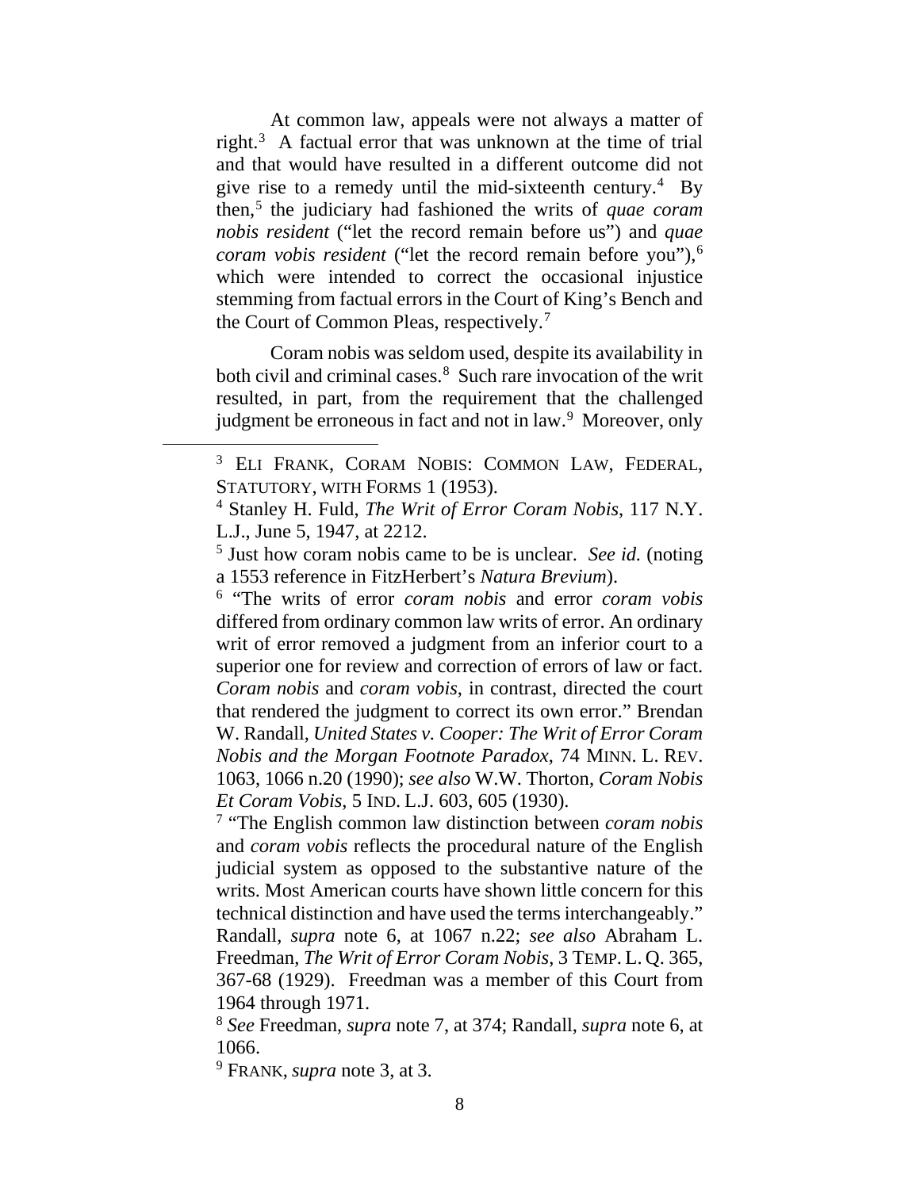At common law, appeals were not always a matter of right.[3] A factual error that was unknown at the time of trial and that would have resulted in a different outcome did not give rise to a remedy until the mid-sixteenth century.[4] By then,[5] the judiciary had fashioned the writs of *quae coram nobis resident* ("let the record remain before us") and *quae coram vobis resident* ("let the record remain before you"),[6] which were intended to correct the occasional injustice stemming from factual errors in the Court of King's Bench and the Court of Common Pleas, respectively.[7]

Coram nobis was seldom used, despite its availability in both civil and criminal cases.[8] Such rare invocation of the writ resulted, in part, from the requirement that the challenged judgment be erroneous in fact and not in law.[9] Moreover, only

---

[3] ELI FRANK, CORAM NOBIS: COMMON LAW, FEDERAL, STATUTORY, WITH FORMS 1 (1953).

[4] Stanley H. Fuld, *The Writ of Error Coram Nobis*, 117 N.Y. L.J., June 5, 1947, at 2212.

[5] Just how coram nobis came to be is unclear. *See id.* (noting a 1553 reference in FitzHerbert's *Natura Brevium*).

[6] "The writs of error *coram nobis* and error *coram vobis* differed from ordinary common law writs of error. An ordinary writ of error removed a judgment from an inferior court to a superior one for review and correction of errors of law or fact. *Coram nobis* and *coram vobis*, in contrast, directed the court that rendered the judgment to correct its own error." Brendan W. Randall, *United States v. Cooper: The Writ of Error Coram Nobis and the Morgan Footnote Paradox*, 74 MINN. L. REV. 1063, 1066 n.20 (1990); *see also* W.W. Thorton, *Coram Nobis Et Coram Vobis*, 5 IND. L.J. 603, 605 (1930).

[7] "The English common law distinction between *coram nobis* and *coram vobis* reflects the procedural nature of the English judicial system as opposed to the substantive nature of the writs. Most American courts have shown little concern for this technical distinction and have used the terms interchangeably." Randall, *supra* note 6, at 1067 n.22; *see also* Abraham L. Freedman, *The Writ of Error Coram Nobis*, 3 TEMP. L. Q. 365, 367-68 (1929). Freedman was a member of this Court from 1964 through 1971.

[8] *See* Freedman, *supra* note 7, at 374; Randall, *supra* note 6, at 1066.

[9] FRANK, *supra* note 3, at 3.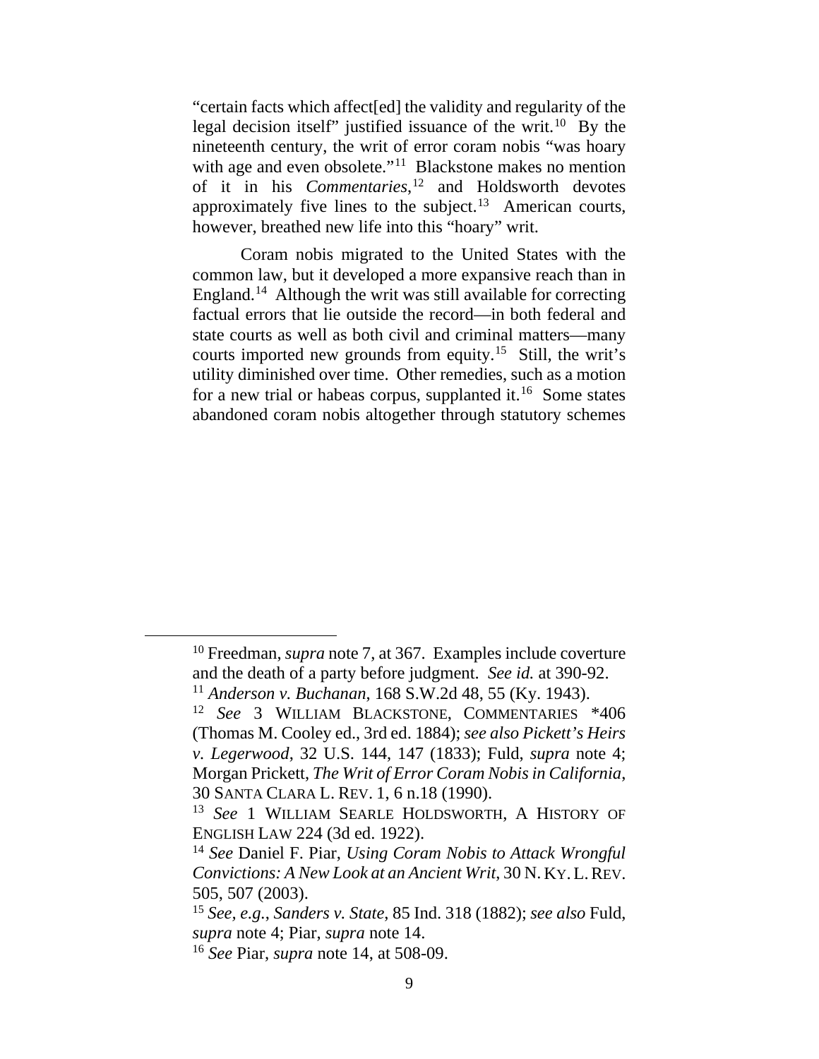"certain facts which affect[ed] the validity and regularity of the legal decision itself" justified issuance of the writ.[10] By the nineteenth century, the writ of error coram nobis "was hoary with age and even obsolete."[11] Blackstone makes no mention of it in his *Commentaries*,[12] and Holdsworth devotes approximately five lines to the subject.[13] American courts, however, breathed new life into this "hoary" writ.

Coram nobis migrated to the United States with the common law, but it developed a more expansive reach than in England.[14] Although the writ was still available for correcting factual errors that lie outside the record—in both federal and state courts as well as both civil and criminal matters—many courts imported new grounds from equity.[15] Still, the writ's utility diminished over time. Other remedies, such as a motion for a new trial or habeas corpus, supplanted it.[16] Some states abandoned coram nobis altogether through statutory schemes

---

[10] Freedman, *supra* note 7, at 367. Examples include coverture and the death of a party before judgment. *See id.* at 390-92.

[11] *Anderson v. Buchanan*, 168 S.W.2d 48, 55 (Ky. 1943).

[12] *See* 3 WILLIAM BLACKSTONE, COMMENTARIES *406 (Thomas M. Cooley ed., 3rd ed. 1884); *see also Pickett's Heirs v. Legerwood*, 32 U.S. 144, 147 (1833); Fuld, *supra* note 4; Morgan Prickett, *The Writ of Error Coram Nobis in California*, 30 SANTA CLARA L. REV. 1, 6 n.18 (1990).

[13] *See* 1 WILLIAM SEARLE HOLDSWORTH, A HISTORY OF ENGLISH LAW 224 (3d ed. 1922).

[14] *See* Daniel F. Piar, *Using Coram Nobis to Attack Wrongful Convictions: A New Look at an Ancient Writ*, 30 N. KY. L. REV. 505, 507 (2003).

[15] *See, e.g.*, *Sanders v. State*, 85 Ind. 318 (1882); *see also* Fuld, *supra* note 4; Piar, *supra* note 14.

[16] *See* Piar, *supra* note 14, at 508-09.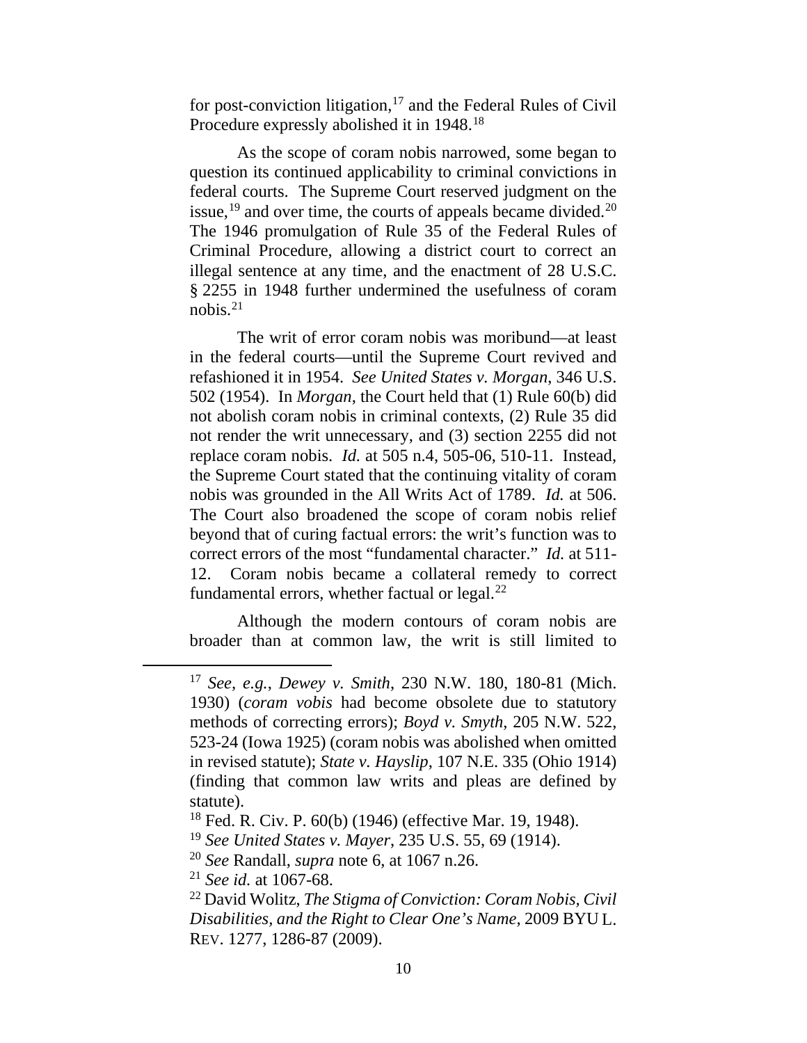for post-conviction litigation,[17] and the Federal Rules of Civil Procedure expressly abolished it in 1948.[18]

As the scope of coram nobis narrowed, some began to question its continued applicability to criminal convictions in federal courts. The Supreme Court reserved judgment on the issue,[19] and over time, the courts of appeals became divided.[20] The 1946 promulgation of Rule 35 of the Federal Rules of Criminal Procedure, allowing a district court to correct an illegal sentence at any time, and the enactment of 28 U.S.C. § 2255 in 1948 further undermined the usefulness of coram nobis.[21]

The writ of error coram nobis was moribund—at least in the federal courts—until the Supreme Court revived and refashioned it in 1954. *See United States v. Morgan*, 346 U.S. 502 (1954). In *Morgan*, the Court held that (1) Rule 60(b) did not abolish coram nobis in criminal contexts, (2) Rule 35 did not render the writ unnecessary, and (3) section 2255 did not replace coram nobis. *Id.* at 505 n.4, 505-06, 510-11. Instead, the Supreme Court stated that the continuing vitality of coram nobis was grounded in the All Writs Act of 1789. *Id.* at 506. The Court also broadened the scope of coram nobis relief beyond that of curing factual errors: the writ's function was to correct errors of the most "fundamental character." *Id.* at 511-12. Coram nobis became a collateral remedy to correct fundamental errors, whether factual or legal.[22]

Although the modern contours of coram nobis are broader than at common law, the writ is still limited to

---

[17] *See, e.g.*, *Dewey v. Smith*, 230 N.W. 180, 180-81 (Mich. 1930) (*coram vobis* had become obsolete due to statutory methods of correcting errors); *Boyd v. Smyth*, 205 N.W. 522, 523-24 (Iowa 1925) (coram nobis was abolished when omitted in revised statute); *State v. Hayslip*, 107 N.E. 335 (Ohio 1914) (finding that common law writs and pleas are defined by statute).

[18] Fed. R. Civ. P. 60(b) (1946) (effective Mar. 19, 1948).

[19] *See United States v. Mayer*, 235 U.S. 55, 69 (1914).

[20] *See* Randall, *supra* note 6, at 1067 n.26.

[21] *See id.* at 1067-68.

[22] David Wolitz, *The Stigma of Conviction: Coram Nobis, Civil Disabilities, and the Right to Clear One's Name*, 2009 BYU L. REV. 1277, 1286-87 (2009).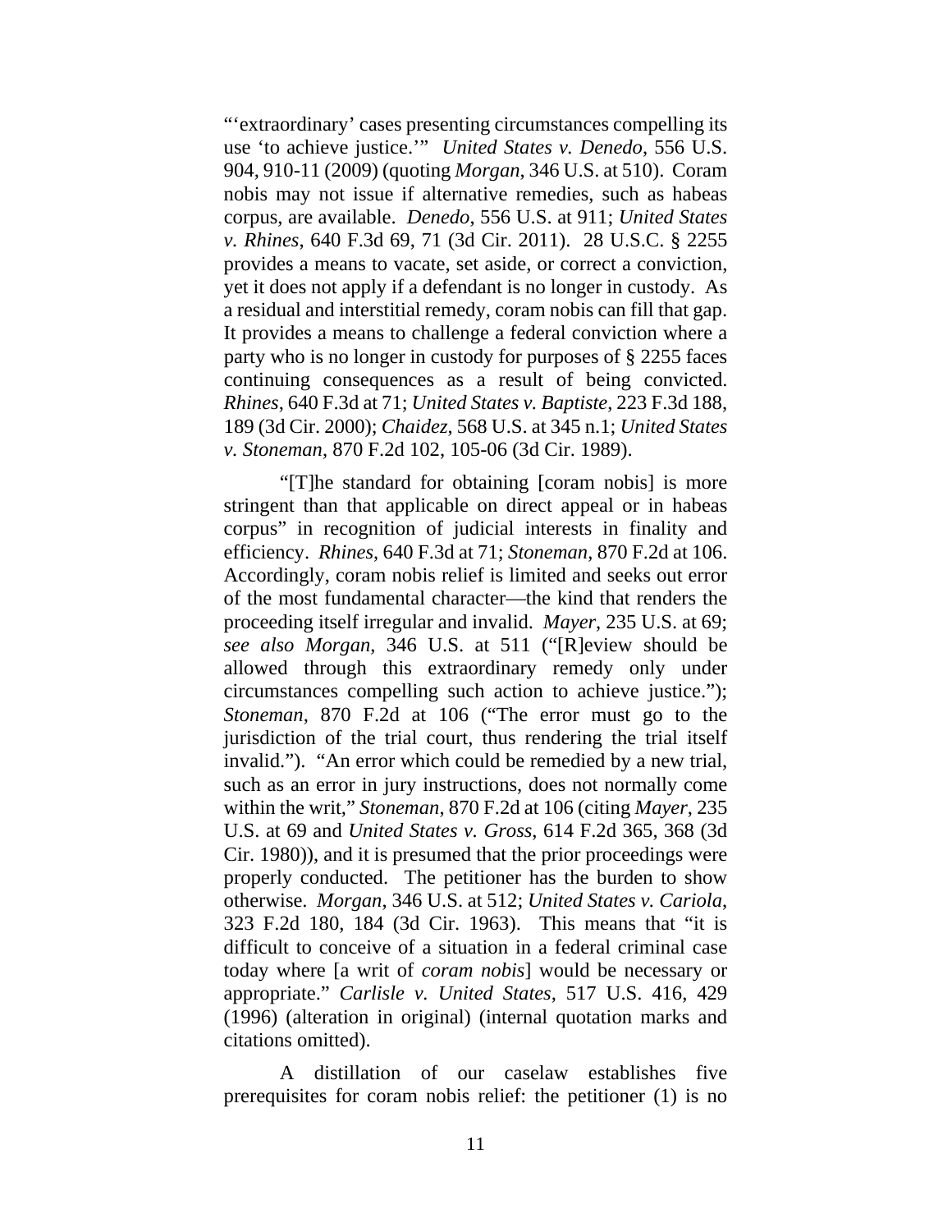"'extraordinary' cases presenting circumstances compelling its use 'to achieve justice.'" *United States v. Denedo*, 556 U.S. 904, 910-11 (2009) (quoting *Morgan*, 346 U.S. at 510). Coram nobis may not issue if alternative remedies, such as habeas corpus, are available. *Denedo*, 556 U.S. at 911; *United States v. Rhines*, 640 F.3d 69, 71 (3d Cir. 2011). 28 U.S.C. § 2255 provides a means to vacate, set aside, or correct a conviction, yet it does not apply if a defendant is no longer in custody. As a residual and interstitial remedy, coram nobis can fill that gap. It provides a means to challenge a federal conviction where a party who is no longer in custody for purposes of § 2255 faces continuing consequences as a result of being convicted. *Rhines*, 640 F.3d at 71; *United States v. Baptiste*, 223 F.3d 188, 189 (3d Cir. 2000); *Chaidez*, 568 U.S. at 345 n.1; *United States v. Stoneman*, 870 F.2d 102, 105-06 (3d Cir. 1989).

"[T]he standard for obtaining [coram nobis] is more stringent than that applicable on direct appeal or in habeas corpus" in recognition of judicial interests in finality and efficiency. *Rhines*, 640 F.3d at 71; *Stoneman*, 870 F.2d at 106. Accordingly, coram nobis relief is limited and seeks out error of the most fundamental character—the kind that renders the proceeding itself irregular and invalid. *Mayer*, 235 U.S. at 69; *see also Morgan*, 346 U.S. at 511 ("[R]eview should be allowed through this extraordinary remedy only under circumstances compelling such action to achieve justice."); *Stoneman*, 870 F.2d at 106 ("The error must go to the jurisdiction of the trial court, thus rendering the trial itself invalid."). "An error which could be remedied by a new trial, such as an error in jury instructions, does not normally come within the writ," *Stoneman*, 870 F.2d at 106 (citing *Mayer*, 235 U.S. at 69 and *United States v. Gross*, 614 F.2d 365, 368 (3d Cir. 1980)), and it is presumed that the prior proceedings were properly conducted. The petitioner has the burden to show otherwise. *Morgan*, 346 U.S. at 512; *United States v. Cariola*, 323 F.2d 180, 184 (3d Cir. 1963). This means that "it is difficult to conceive of a situation in a federal criminal case today where [a writ of *coram nobis*] would be necessary or appropriate." *Carlisle v. United States*, 517 U.S. 416, 429 (1996) (alteration in original) (internal quotation marks and citations omitted).

A distillation of our caselaw establishes five prerequisites for coram nobis relief: the petitioner (1) is no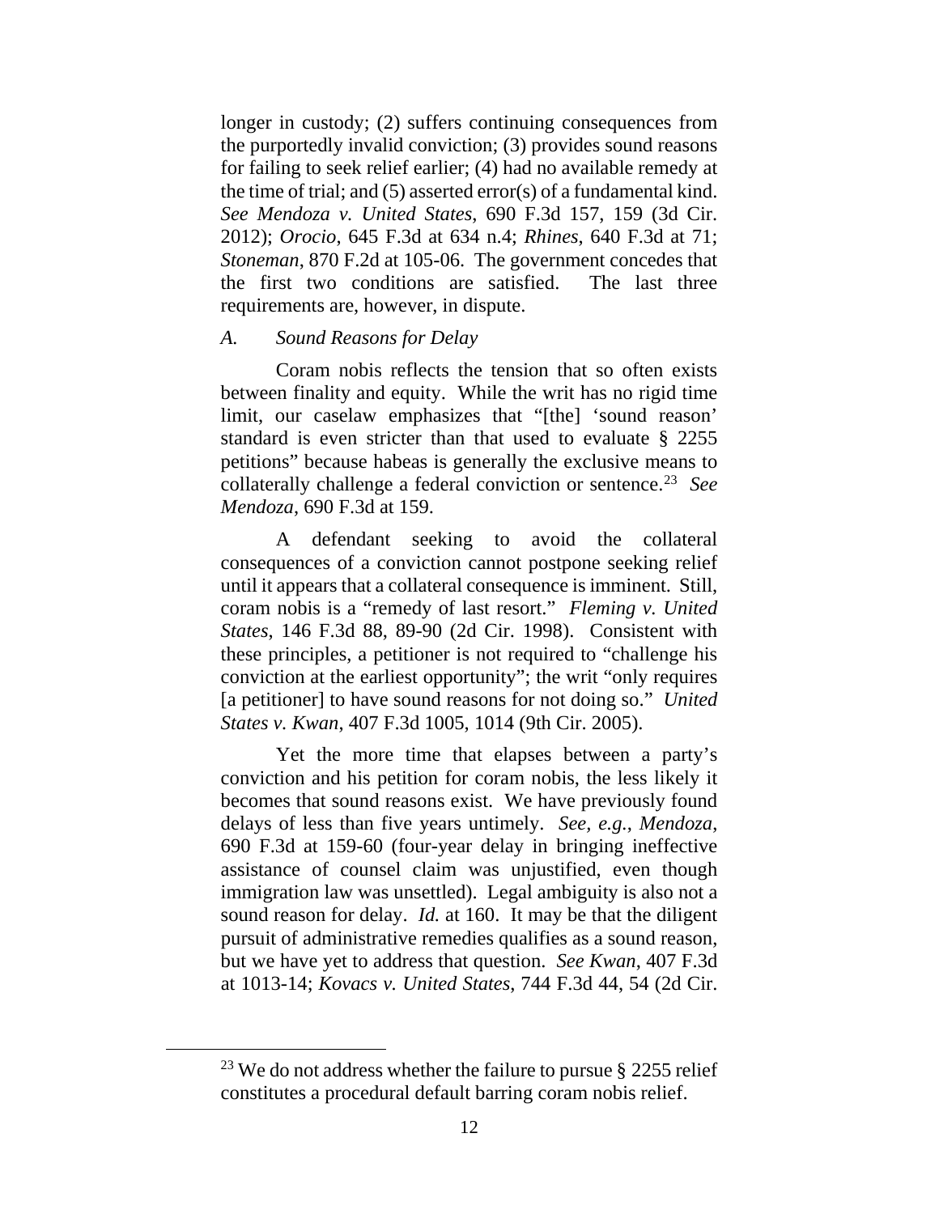longer in custody; (2) suffers continuing consequences from the purportedly invalid conviction; (3) provides sound reasons for failing to seek relief earlier; (4) had no available remedy at the time of trial; and (5) asserted error(s) of a fundamental kind. *See Mendoza v. United States*, 690 F.3d 157, 159 (3d Cir. 2012); *Orocio*, 645 F.3d at 634 n.4; *Rhines*, 640 F.3d at 71; *Stoneman*, 870 F.2d at 105-06. The government concedes that the first two conditions are satisfied. The last three requirements are, however, in dispute.

*A. Sound Reasons for Delay*

Coram nobis reflects the tension that so often exists between finality and equity. While the writ has no rigid time limit, our caselaw emphasizes that "[the] 'sound reason' standard is even stricter than that used to evaluate § 2255 petitions" because habeas is generally the exclusive means to collaterally challenge a federal conviction or sentence.[23] *See Mendoza*, 690 F.3d at 159.

A defendant seeking to avoid the collateral consequences of a conviction cannot postpone seeking relief until it appears that a collateral consequence is imminent. Still, coram nobis is a "remedy of last resort." *Fleming v. United States*, 146 F.3d 88, 89-90 (2d Cir. 1998). Consistent with these principles, a petitioner is not required to "challenge his conviction at the earliest opportunity"; the writ "only requires [a petitioner] to have sound reasons for not doing so." *United States v. Kwan*, 407 F.3d 1005, 1014 (9th Cir. 2005).

Yet the more time that elapses between a party's conviction and his petition for coram nobis, the less likely it becomes that sound reasons exist. We have previously found delays of less than five years untimely. *See, e.g.*, *Mendoza*, 690 F.3d at 159-60 (four-year delay in bringing ineffective assistance of counsel claim was unjustified, even though immigration law was unsettled). Legal ambiguity is also not a sound reason for delay. *Id.* at 160. It may be that the diligent pursuit of administrative remedies qualifies as a sound reason, but we have yet to address that question. *See Kwan*, 407 F.3d at 1013-14; *Kovacs v. United States*, 744 F.3d 44, 54 (2d Cir.

[23] We do not address whether the failure to pursue § 2255 relief constitutes a procedural default barring coram nobis relief.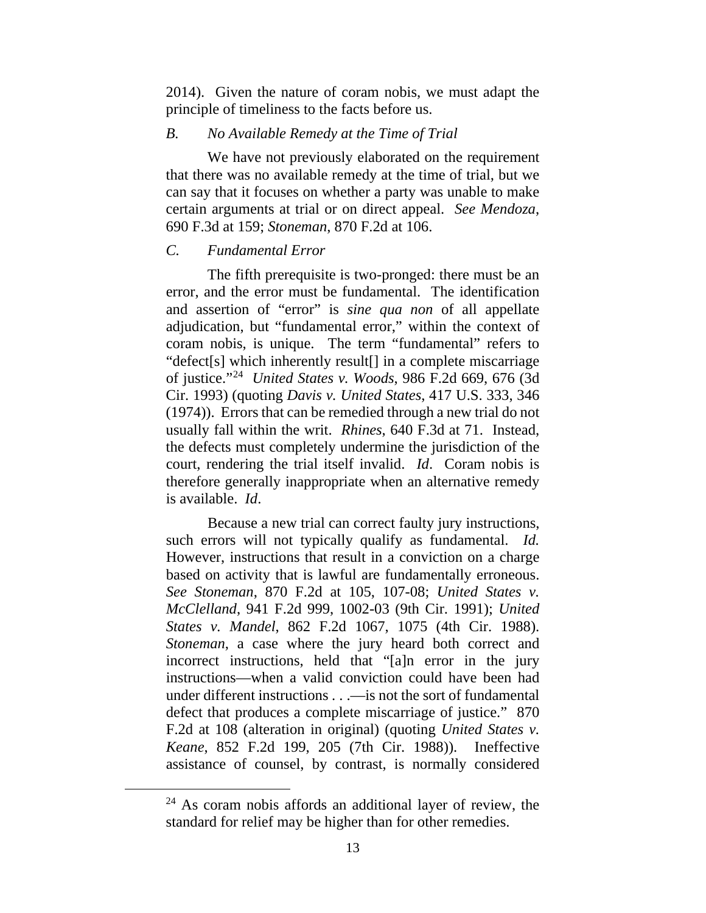2014). Given the nature of coram nobis, we must adapt the principle of timeliness to the facts before us.

*B. No Available Remedy at the Time of Trial*

We have not previously elaborated on the requirement that there was no available remedy at the time of trial, but we can say that it focuses on whether a party was unable to make certain arguments at trial or on direct appeal. *See Mendoza*, 690 F.3d at 159; *Stoneman*, 870 F.2d at 106.

*C. Fundamental Error*

The fifth prerequisite is two-pronged: there must be an error, and the error must be fundamental. The identification and assertion of "error" is *sine qua non* of all appellate adjudication, but "fundamental error," within the context of coram nobis, is unique. The term "fundamental" refers to "defect[s] which inherently result[] in a complete miscarriage of justice."[24] *United States v. Woods*, 986 F.2d 669, 676 (3d Cir. 1993) (quoting *Davis v. United States*, 417 U.S. 333, 346 (1974)). Errors that can be remedied through a new trial do not usually fall within the writ. *Rhines*, 640 F.3d at 71. Instead, the defects must completely undermine the jurisdiction of the court, rendering the trial itself invalid. *Id*. Coram nobis is therefore generally inappropriate when an alternative remedy is available. *Id*.

Because a new trial can correct faulty jury instructions, such errors will not typically qualify as fundamental. *Id.* However, instructions that result in a conviction on a charge based on activity that is lawful are fundamentally erroneous. *See Stoneman*, 870 F.2d at 105, 107-08; *United States v. McClelland*, 941 F.2d 999, 1002-03 (9th Cir. 1991); *United States v. Mandel*, 862 F.2d 1067, 1075 (4th Cir. 1988). *Stoneman*, a case where the jury heard both correct and incorrect instructions, held that "[a]n error in the jury instructions—when a valid conviction could have been had under different instructions . . .—is not the sort of fundamental defect that produces a complete miscarriage of justice." 870 F.2d at 108 (alteration in original) (quoting *United States v. Keane*, 852 F.2d 199, 205 (7th Cir. 1988)). Ineffective assistance of counsel, by contrast, is normally considered

[24] As coram nobis affords an additional layer of review, the standard for relief may be higher than for other remedies.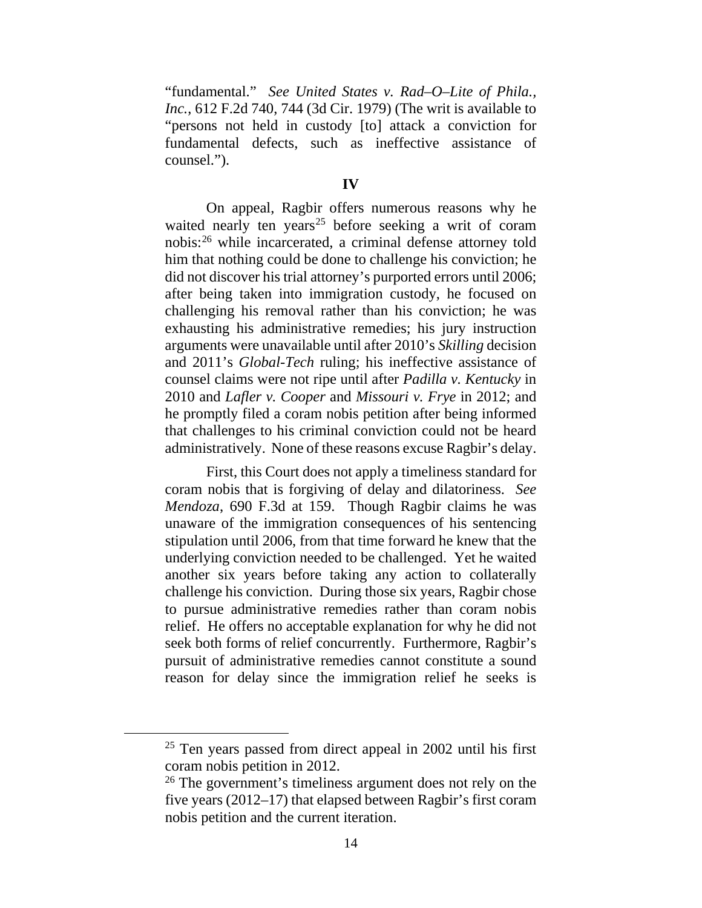"fundamental." *See United States v. Rad–O–Lite of Phila., Inc.*, 612 F.2d 740, 744 (3d Cir. 1979) (The writ is available to "persons not held in custody [to] attack a conviction for fundamental defects, such as ineffective assistance of counsel.").

## IV

On appeal, Ragbir offers numerous reasons why he waited nearly ten years[25] before seeking a writ of coram nobis:[26] while incarcerated, a criminal defense attorney told him that nothing could be done to challenge his conviction; he did not discover his trial attorney's purported errors until 2006; after being taken into immigration custody, he focused on challenging his removal rather than his conviction; he was exhausting his administrative remedies; his jury instruction arguments were unavailable until after 2010's *Skilling* decision and 2011's *Global-Tech* ruling; his ineffective assistance of counsel claims were not ripe until after *Padilla v. Kentucky* in 2010 and *Lafler v. Cooper* and *Missouri v. Frye* in 2012; and he promptly filed a coram nobis petition after being informed that challenges to his criminal conviction could not be heard administratively. None of these reasons excuse Ragbir's delay.

First, this Court does not apply a timeliness standard for coram nobis that is forgiving of delay and dilatoriness. *See Mendoza*, 690 F.3d at 159. Though Ragbir claims he was unaware of the immigration consequences of his sentencing stipulation until 2006, from that time forward he knew that the underlying conviction needed to be challenged. Yet he waited another six years before taking any action to collaterally challenge his conviction. During those six years, Ragbir chose to pursue administrative remedies rather than coram nobis relief. He offers no acceptable explanation for why he did not seek both forms of relief concurrently. Furthermore, Ragbir's pursuit of administrative remedies cannot constitute a sound reason for delay since the immigration relief he seeks is

---

[25] Ten years passed from direct appeal in 2002 until his first coram nobis petition in 2012.

[26] The government's timeliness argument does not rely on the five years (2012–17) that elapsed between Ragbir's first coram nobis petition and the current iteration.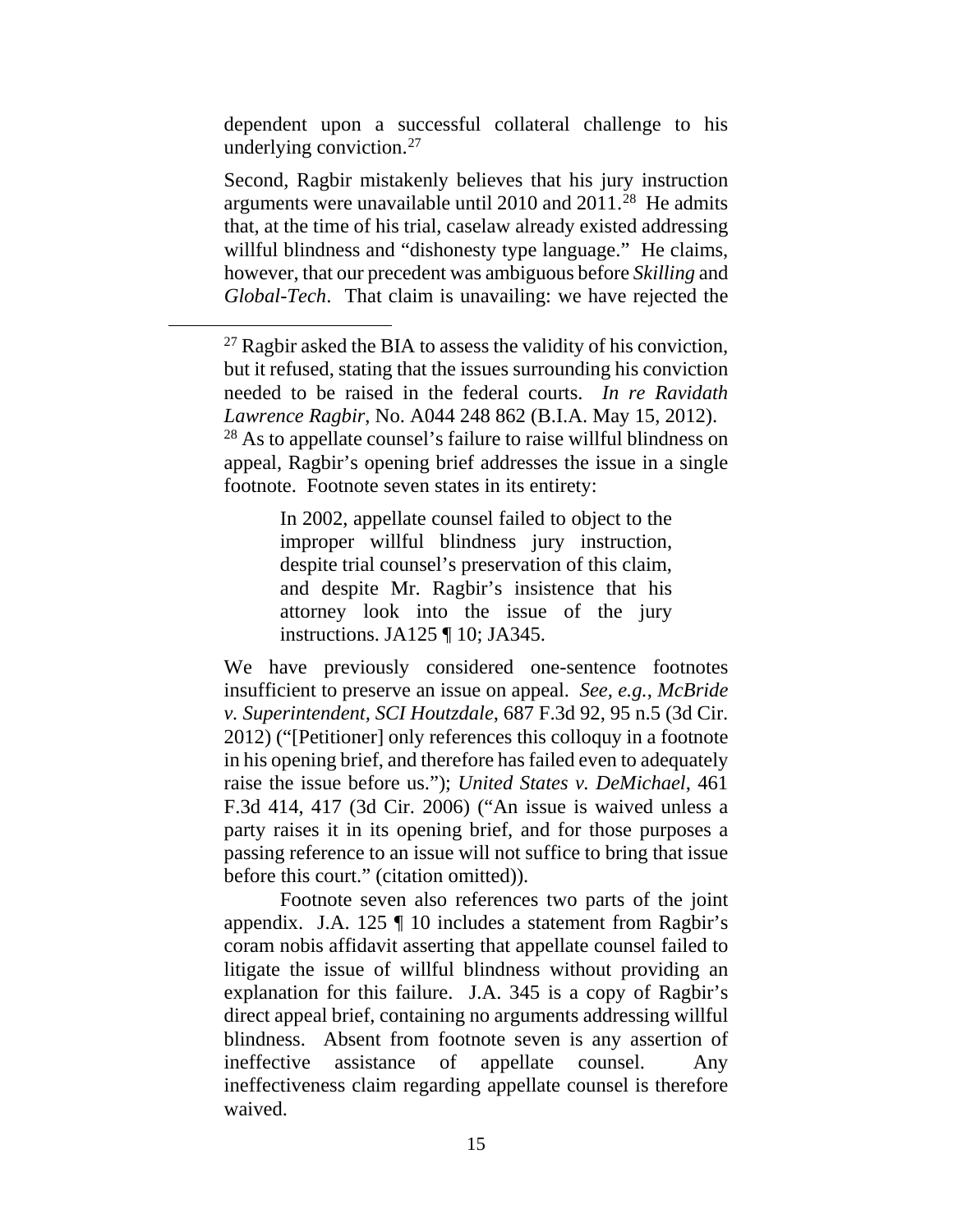dependent upon a successful collateral challenge to his underlying conviction.[27]

Second, Ragbir mistakenly believes that his jury instruction arguments were unavailable until 2010 and 2011.[28] He admits that, at the time of his trial, caselaw already existed addressing willful blindness and "dishonesty type language." He claims, however, that our precedent was ambiguous before *Skilling* and *Global-Tech*. That claim is unavailing: we have rejected the

---

[27] Ragbir asked the BIA to assess the validity of his conviction, but it refused, stating that the issues surrounding his conviction needed to be raised in the federal courts. *In re Ravidath Lawrence Ragbir*, No. A044 248 862 (B.I.A. May 15, 2012).

[28] As to appellate counsel's failure to raise willful blindness on appeal, Ragbir's opening brief addresses the issue in a single footnote. Footnote seven states in its entirety:

> In 2002, appellate counsel failed to object to the improper willful blindness jury instruction, despite trial counsel's preservation of this claim, and despite Mr. Ragbir's insistence that his attorney look into the issue of the jury instructions. JA125 ¶ 10; JA345.

We have previously considered one-sentence footnotes insufficient to preserve an issue on appeal. *See, e.g.*, *McBride v. Superintendent, SCI Houtzdale*, 687 F.3d 92, 95 n.5 (3d Cir. 2012) ("[Petitioner] only references this colloquy in a footnote in his opening brief, and therefore has failed even to adequately raise the issue before us."); *United States v. DeMichael*, 461 F.3d 414, 417 (3d Cir. 2006) ("An issue is waived unless a party raises it in its opening brief, and for those purposes a passing reference to an issue will not suffice to bring that issue before this court." (citation omitted)).

Footnote seven also references two parts of the joint appendix. J.A. 125 ¶ 10 includes a statement from Ragbir's coram nobis affidavit asserting that appellate counsel failed to litigate the issue of willful blindness without providing an explanation for this failure. J.A. 345 is a copy of Ragbir's direct appeal brief, containing no arguments addressing willful blindness. Absent from footnote seven is any assertion of ineffective assistance of appellate counsel. Any ineffectiveness claim regarding appellate counsel is therefore waived.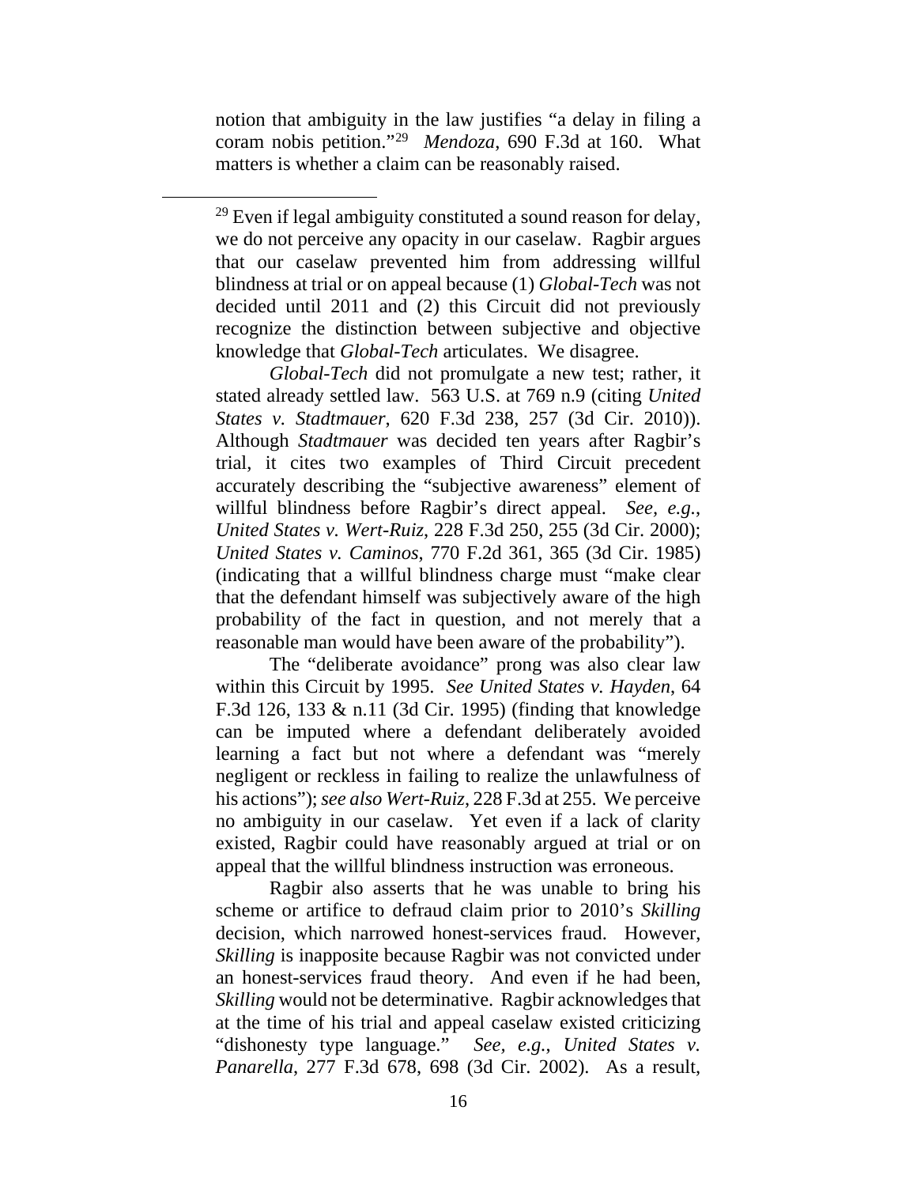notion that ambiguity in the law justifies "a delay in filing a coram nobis petition."[29] *Mendoza*, 690 F.3d at 160. What matters is whether a claim can be reasonably raised.

---

[29] Even if legal ambiguity constituted a sound reason for delay, we do not perceive any opacity in our caselaw. Ragbir argues that our caselaw prevented him from addressing willful blindness at trial or on appeal because (1) *Global-Tech* was not decided until 2011 and (2) this Circuit did not previously recognize the distinction between subjective and objective knowledge that *Global-Tech* articulates. We disagree.

*Global-Tech* did not promulgate a new test; rather, it stated already settled law. 563 U.S. at 769 n.9 (citing *United States v. Stadtmauer*, 620 F.3d 238, 257 (3d Cir. 2010)). Although *Stadtmauer* was decided ten years after Ragbir's trial, it cites two examples of Third Circuit precedent accurately describing the "subjective awareness" element of willful blindness before Ragbir's direct appeal. *See, e.g.*, *United States v. Wert-Ruiz*, 228 F.3d 250, 255 (3d Cir. 2000); *United States v. Caminos*, 770 F.2d 361, 365 (3d Cir. 1985) (indicating that a willful blindness charge must "make clear that the defendant himself was subjectively aware of the high probability of the fact in question, and not merely that a reasonable man would have been aware of the probability").

The "deliberate avoidance" prong was also clear law within this Circuit by 1995. *See United States v. Hayden*, 64 F.3d 126, 133 & n.11 (3d Cir. 1995) (finding that knowledge can be imputed where a defendant deliberately avoided learning a fact but not where a defendant was "merely negligent or reckless in failing to realize the unlawfulness of his actions"); *see also Wert-Ruiz*, 228 F.3d at 255. We perceive no ambiguity in our caselaw. Yet even if a lack of clarity existed, Ragbir could have reasonably argued at trial or on appeal that the willful blindness instruction was erroneous.

Ragbir also asserts that he was unable to bring his scheme or artifice to defraud claim prior to 2010's *Skilling* decision, which narrowed honest-services fraud. However, *Skilling* is inapposite because Ragbir was not convicted under an honest-services fraud theory. And even if he had been, *Skilling* would not be determinative. Ragbir acknowledges that at the time of his trial and appeal caselaw existed criticizing "dishonesty type language." *See, e.g.*, *United States v. Panarella*, 277 F.3d 678, 698 (3d Cir. 2002). As a result,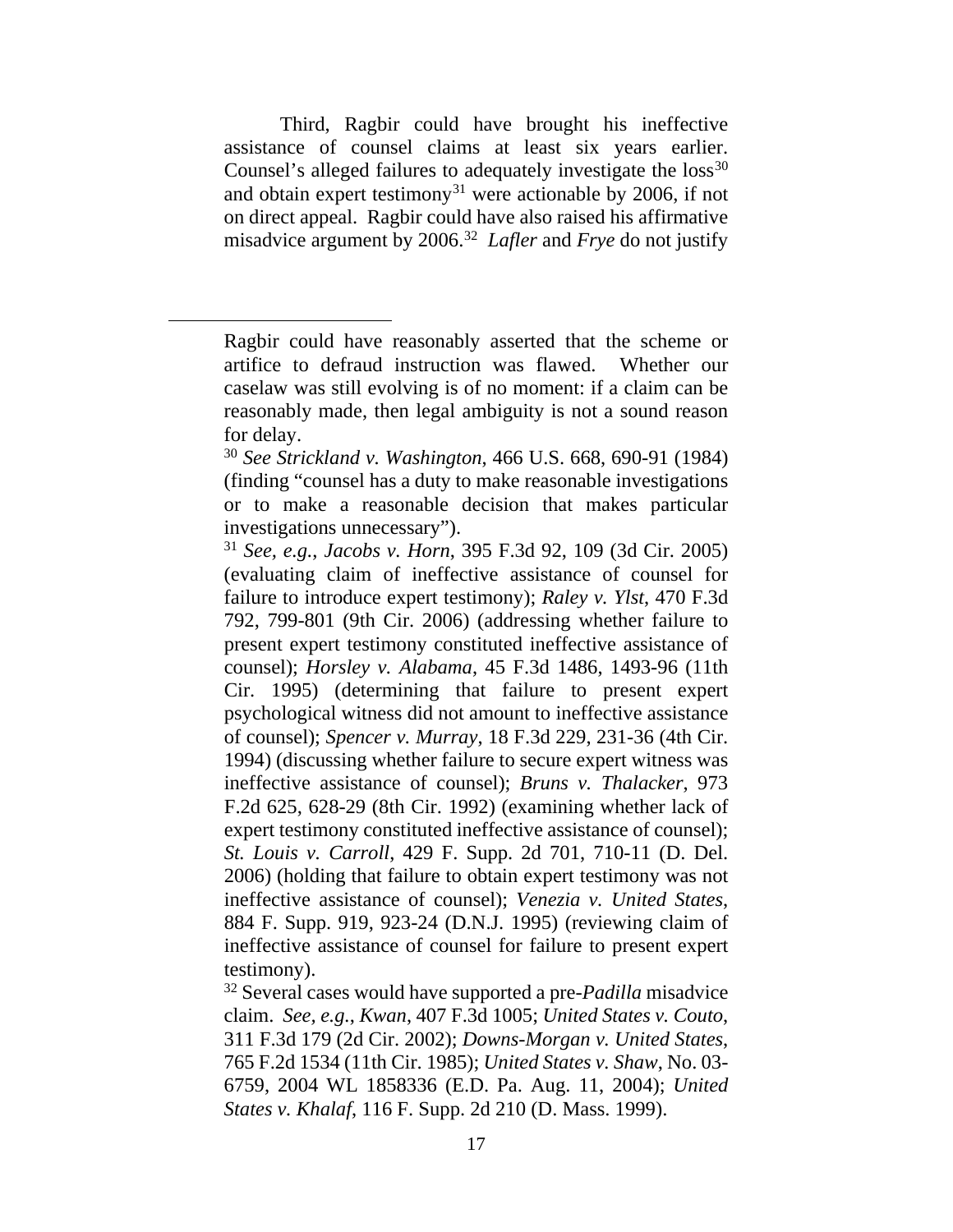Third, Ragbir could have brought his ineffective assistance of counsel claims at least six years earlier. Counsel's alleged failures to adequately investigate the loss[30] and obtain expert testimony[31] were actionable by 2006, if not on direct appeal. Ragbir could have also raised his affirmative misadvice argument by 2006.[32] *Lafler* and *Frye* do not justify

---

Ragbir could have reasonably asserted that the scheme or artifice to defraud instruction was flawed. Whether our caselaw was still evolving is of no moment: if a claim can be reasonably made, then legal ambiguity is not a sound reason for delay.

[30] *See Strickland v. Washington*, 466 U.S. 668, 690-91 (1984) (finding "counsel has a duty to make reasonable investigations or to make a reasonable decision that makes particular investigations unnecessary").

[31] *See, e.g.*, *Jacobs v. Horn*, 395 F.3d 92, 109 (3d Cir. 2005) (evaluating claim of ineffective assistance of counsel for failure to introduce expert testimony); *Raley v. Ylst*, 470 F.3d 792, 799-801 (9th Cir. 2006) (addressing whether failure to present expert testimony constituted ineffective assistance of counsel); *Horsley v. Alabama*, 45 F.3d 1486, 1493-96 (11th Cir. 1995) (determining that failure to present expert psychological witness did not amount to ineffective assistance of counsel); *Spencer v. Murray*, 18 F.3d 229, 231-36 (4th Cir. 1994) (discussing whether failure to secure expert witness was ineffective assistance of counsel); *Bruns v. Thalacker*, 973 F.2d 625, 628-29 (8th Cir. 1992) (examining whether lack of expert testimony constituted ineffective assistance of counsel); *St. Louis v. Carroll*, 429 F. Supp. 2d 701, 710-11 (D. Del. 2006) (holding that failure to obtain expert testimony was not ineffective assistance of counsel); *Venezia v. United States*, 884 F. Supp. 919, 923-24 (D.N.J. 1995) (reviewing claim of ineffective assistance of counsel for failure to present expert testimony).

[32] Several cases would have supported a pre-*Padilla* misadvice claim. *See, e.g.*, *Kwan*, 407 F.3d 1005; *United States v. Couto*, 311 F.3d 179 (2d Cir. 2002); *Downs-Morgan v. United States*, 765 F.2d 1534 (11th Cir. 1985); *United States v. Shaw*, No. 03-6759, 2004 WL 1858336 (E.D. Pa. Aug. 11, 2004); *United States v. Khalaf*, 116 F. Supp. 2d 210 (D. Mass. 1999).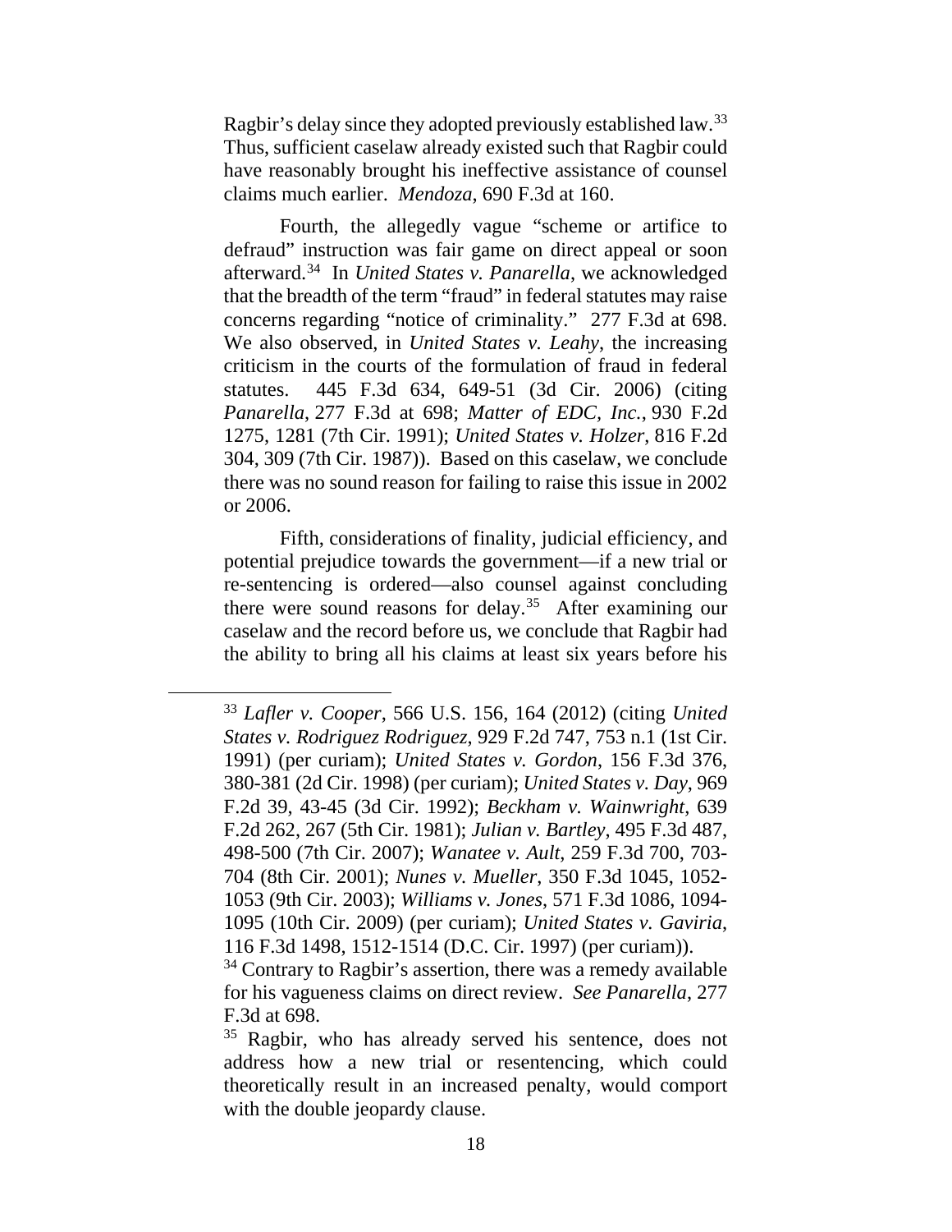Ragbir's delay since they adopted previously established law.[33] Thus, sufficient caselaw already existed such that Ragbir could have reasonably brought his ineffective assistance of counsel claims much earlier. *Mendoza*, 690 F.3d at 160.

Fourth, the allegedly vague "scheme or artifice to defraud" instruction was fair game on direct appeal or soon afterward.[34] In *United States v. Panarella*, we acknowledged that the breadth of the term "fraud" in federal statutes may raise concerns regarding "notice of criminality." 277 F.3d at 698. We also observed, in *United States v. Leahy*, the increasing criticism in the courts of the formulation of fraud in federal statutes. 445 F.3d 634, 649-51 (3d Cir. 2006) (citing *Panarella*, 277 F.3d at 698; *Matter of EDC, Inc.*, 930 F.2d 1275, 1281 (7th Cir. 1991); *United States v. Holzer*, 816 F.2d 304, 309 (7th Cir. 1987)). Based on this caselaw, we conclude there was no sound reason for failing to raise this issue in 2002 or 2006.

Fifth, considerations of finality, judicial efficiency, and potential prejudice towards the government—if a new trial or re-sentencing is ordered—also counsel against concluding there were sound reasons for delay.[35] After examining our caselaw and the record before us, we conclude that Ragbir had the ability to bring all his claims at least six years before his

---

[33] *Lafler v. Cooper*, 566 U.S. 156, 164 (2012) (citing *United States v. Rodriguez Rodriguez*, 929 F.2d 747, 753 n.1 (1st Cir. 1991) (per curiam); *United States v. Gordon*, 156 F.3d 376, 380-381 (2d Cir. 1998) (per curiam); *United States v. Day*, 969 F.2d 39, 43-45 (3d Cir. 1992); *Beckham v. Wainwright*, 639 F.2d 262, 267 (5th Cir. 1981); *Julian v. Bartley*, 495 F.3d 487, 498-500 (7th Cir. 2007); *Wanatee v. Ault*, 259 F.3d 700, 703-704 (8th Cir. 2001); *Nunes v. Mueller*, 350 F.3d 1045, 1052-1053 (9th Cir. 2003); *Williams v. Jones*, 571 F.3d 1086, 1094-1095 (10th Cir. 2009) (per curiam); *United States v. Gaviria*, 116 F.3d 1498, 1512-1514 (D.C. Cir. 1997) (per curiam)).

[34] Contrary to Ragbir's assertion, there was a remedy available for his vagueness claims on direct review. *See Panarella*, 277 F.3d at 698.

[35] Ragbir, who has already served his sentence, does not address how a new trial or resentencing, which could theoretically result in an increased penalty, would comport with the double jeopardy clause.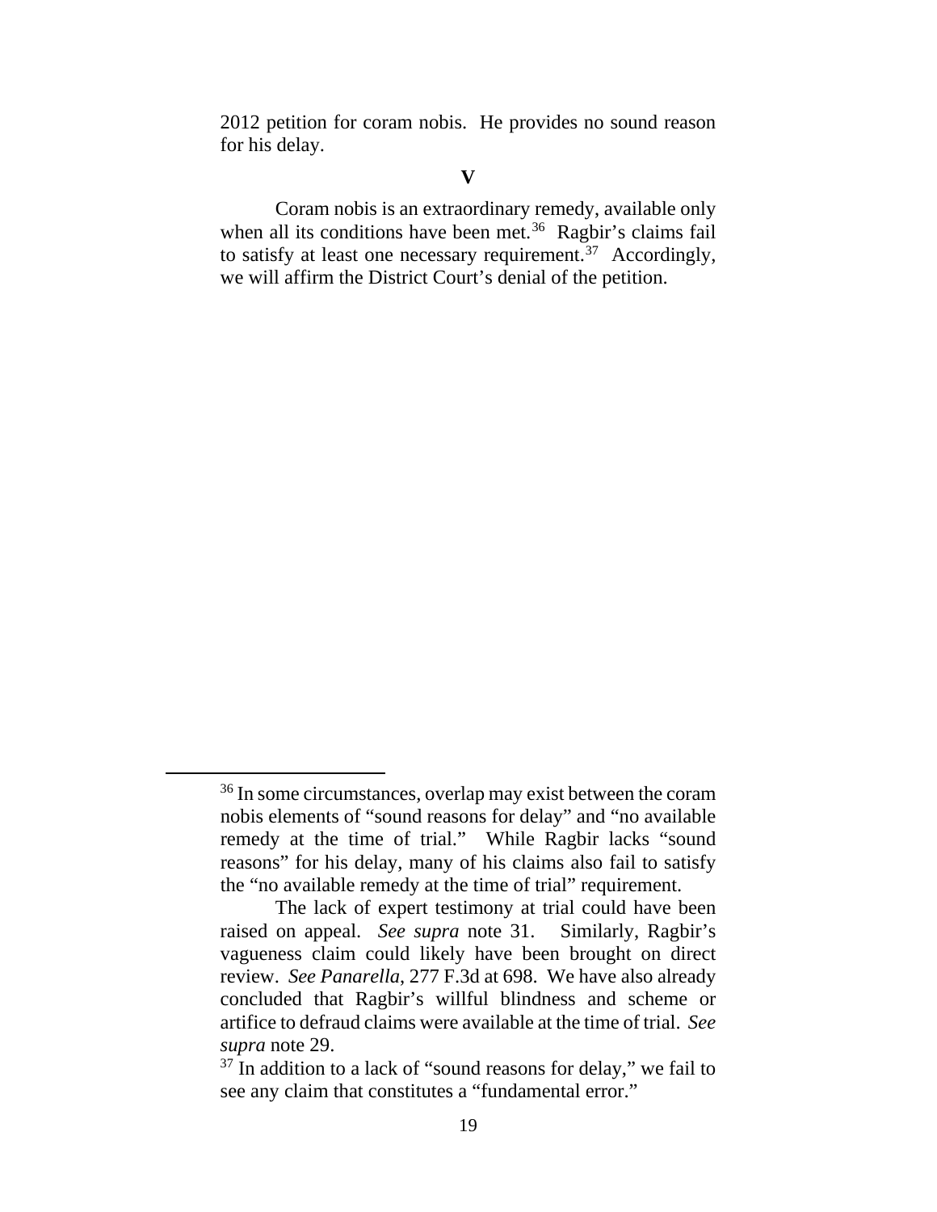2012 petition for coram nobis. He provides no sound reason for his delay.

## V

Coram nobis is an extraordinary remedy, available only when all its conditions have been met.[36] Ragbir's claims fail to satisfy at least one necessary requirement.[37] Accordingly, we will affirm the District Court's denial of the petition.

---

[36] In some circumstances, overlap may exist between the coram nobis elements of "sound reasons for delay" and "no available remedy at the time of trial." While Ragbir lacks "sound reasons" for his delay, many of his claims also fail to satisfy the "no available remedy at the time of trial" requirement.

The lack of expert testimony at trial could have been raised on appeal. *See supra* note 31. Similarly, Ragbir's vagueness claim could likely have been brought on direct review. *See Panarella*, 277 F.3d at 698. We have also already concluded that Ragbir's willful blindness and scheme or artifice to defraud claims were available at the time of trial. *See supra* note 29.

[37] In addition to a lack of "sound reasons for delay," we fail to see any claim that constitutes a "fundamental error."